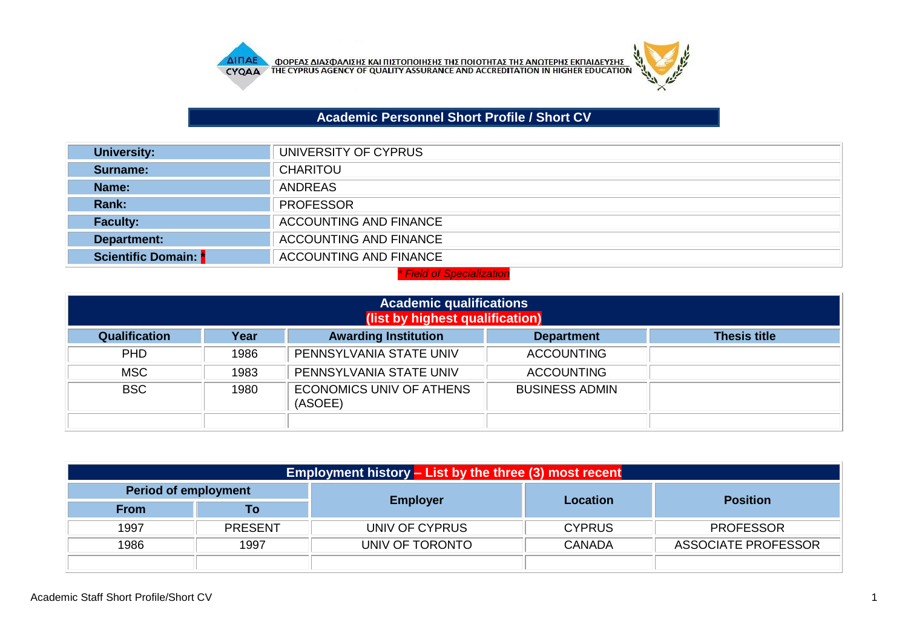ΦΟΡΕΑΣ ΔΙΑΣΦΑΛΙΣΗΣ ΚΑΙ ΠΙΣΤΟΠΟΙΗΣΗΣ ΤΗΣ ΠΟΙΟΤΗΤΑΣ ΤΗΣ ΑΝΩΤΕΡΗΣ ΕΚΠΑΙΔΕΥΣΗΣ
THE CYPRUS AGENCY OF QUALITY ASSURANCE AND ACCREDITATION IN HIGHER EDUCATION

# Academic Personnel Short Profile / Short CV

| | |
|---|---|
| **University:** | UNIVERSITY OF CYPRUS |
| **Surname:** | CHARITOU |
| **Name:** | ANDREAS |
| **Rank:** | PROFESSOR |
| **Faculty:** | ACCOUNTING AND FINANCE |
| **Department:** | ACCOUNTING AND FINANCE |
| **Scientific Domain:** * | ACCOUNTING AND FINANCE |

*\* Field of Specialization*

## Academic qualifications (list by highest qualification)

| Qualification | Year | Awarding Institution | Department | Thesis title |
|---|---|---|---|---|
| PHD | 1986 | PENNSYLVANIA STATE UNIV | ACCOUNTING | |
| MSC | 1983 | PENNSYLVANIA STATE UNIV | ACCOUNTING | |
| BSC | 1980 | ECONOMICS UNIV OF ATHENS (ASOEE) | BUSINESS ADMIN | |
| | | | | |

## Employment history – List by the three (3) most recent

| Period of employment | | Employer | Location | Position |
|---|---|---|---|---|
| From | To | | | |
| 1997 | PRESENT | UNIV OF CYPRUS | CYPRUS | PROFESSOR |
| 1986 | 1997 | UNIV OF TORONTO | CANADA | ASSOCIATE PROFESSOR |
| | | | | |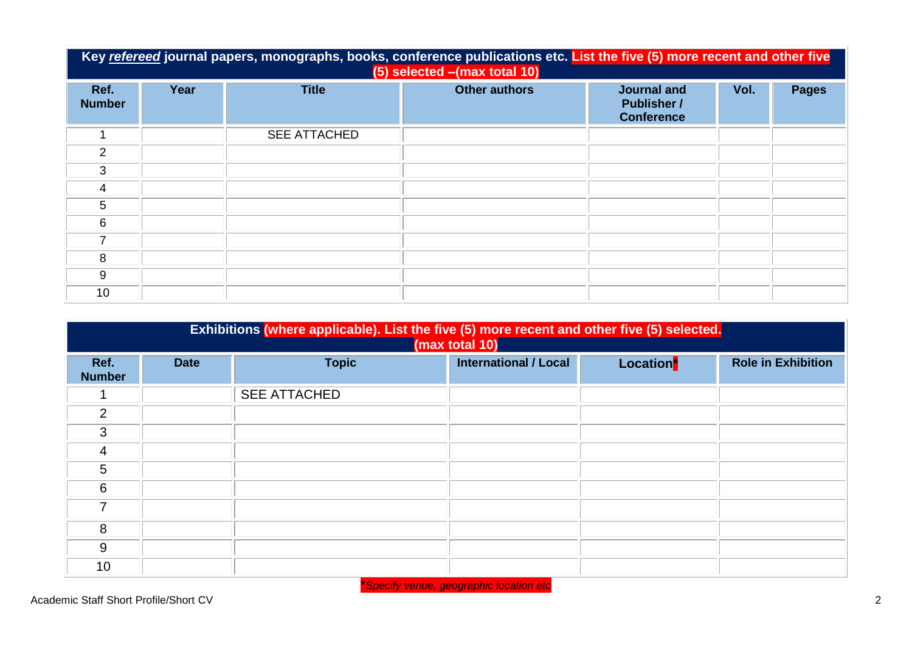| Key ***refereed*** journal papers, monographs, books, conference publications etc. **List the five (5) more recent and other five (5) selected –(max total 10)** | | | | | | |
|---|---|---|---|---|---|---|
| **Ref. Number** | **Year** | **Title** | **Other authors** | **Journal and Publisher / Conference** | **Vol.** | **Pages** |
| 1 | | SEE ATTACHED | | | | |
| 2 | | | | | | |
| 3 | | | | | | |
| 4 | | | | | | |
| 5 | | | | | | |
| 6 | | | | | | |
| 7 | | | | | | |
| 8 | | | | | | |
| 9 | | | | | | |
| 10 | | | | | | |

| **Exhibitions (where applicable). List the five (5) more recent and other five (5) selected. (max total 10)** | | | | | |
|---|---|---|---|---|---|
| **Ref. Number** | **Date** | **Topic** | **International / Local** | **Location*** | **Role in Exhibition** |
| 1 | | SEE ATTACHED | | | |
| 2 | | | | | |
| 3 | | | | | |
| 4 | | | | | |
| 5 | | | | | |
| 6 | | | | | |
| 7 | | | | | |
| 8 | | | | | |
| 9 | | | | | |
| 10 | | | | | |

**Specify venue, geographic location etc*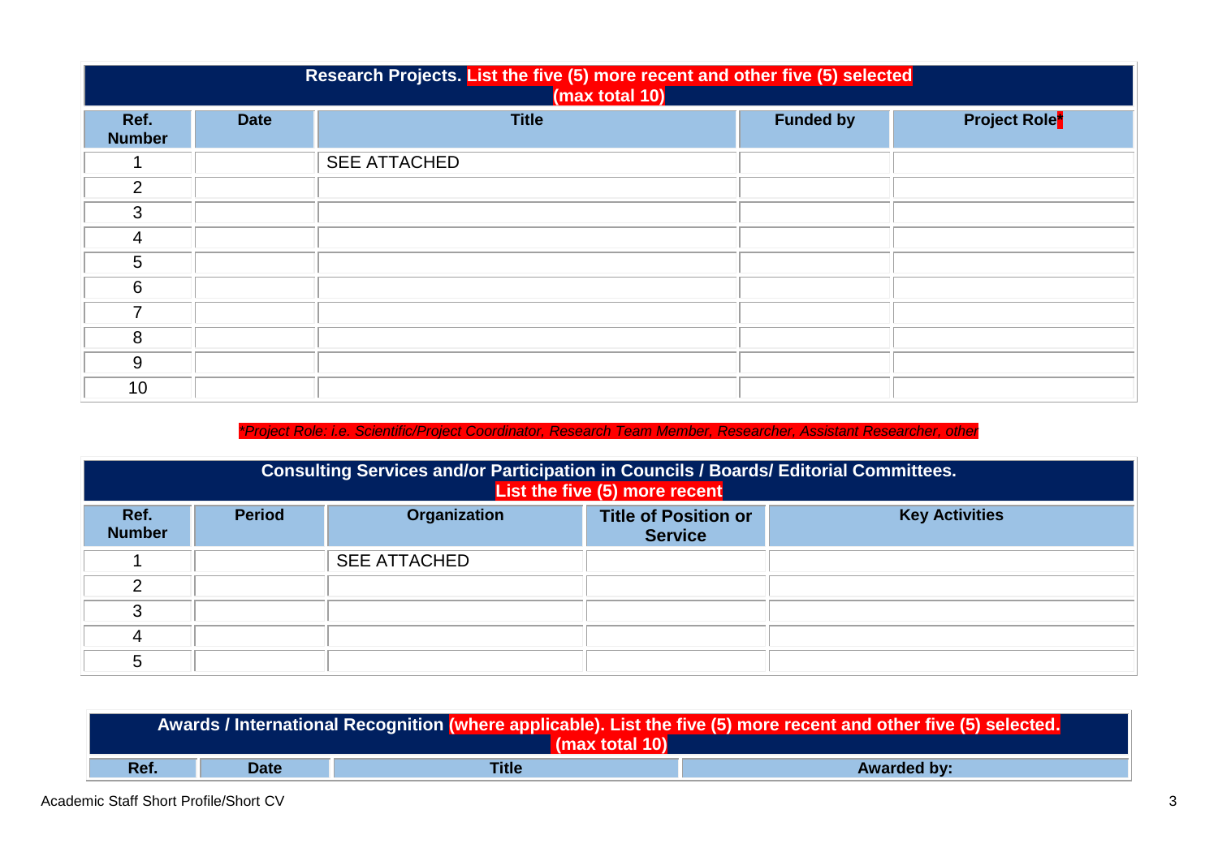| Research Projects. List the five (5) more recent and other five (5) selected (max total 10) | | | | |
|---|---|---|---|---|
| **Ref. Number** | **Date** | **Title** | **Funded by** | **Project Role*** |
| 1 | | SEE ATTACHED | | |
| 2 | | | | |
| 3 | | | | |
| 4 | | | | |
| 5 | | | | |
| 6 | | | | |
| 7 | | | | |
| 8 | | | | |
| 9 | | | | |
| 10 | | | | |

**Project Role: i.e. Scientific/Project Coordinator, Research Team Member, Researcher, Assistant Researcher, other*

| Consulting Services and/or Participation in Councils / Boards/ Editorial Committees. List the five (5) more recent | | | | |
|---|---|---|---|---|
| **Ref. Number** | **Period** | **Organization** | **Title of Position or Service** | **Key Activities** |
| 1 | | SEE ATTACHED | | |
| 2 | | | | |
| 3 | | | | |
| 4 | | | | |
| 5 | | | | |

| Awards / International Recognition (where applicable). List the five (5) more recent and other five (5) selected. (max total 10) | | | |
|---|---|---|---|
| **Ref.** | **Date** | **Title** | **Awarded by:** |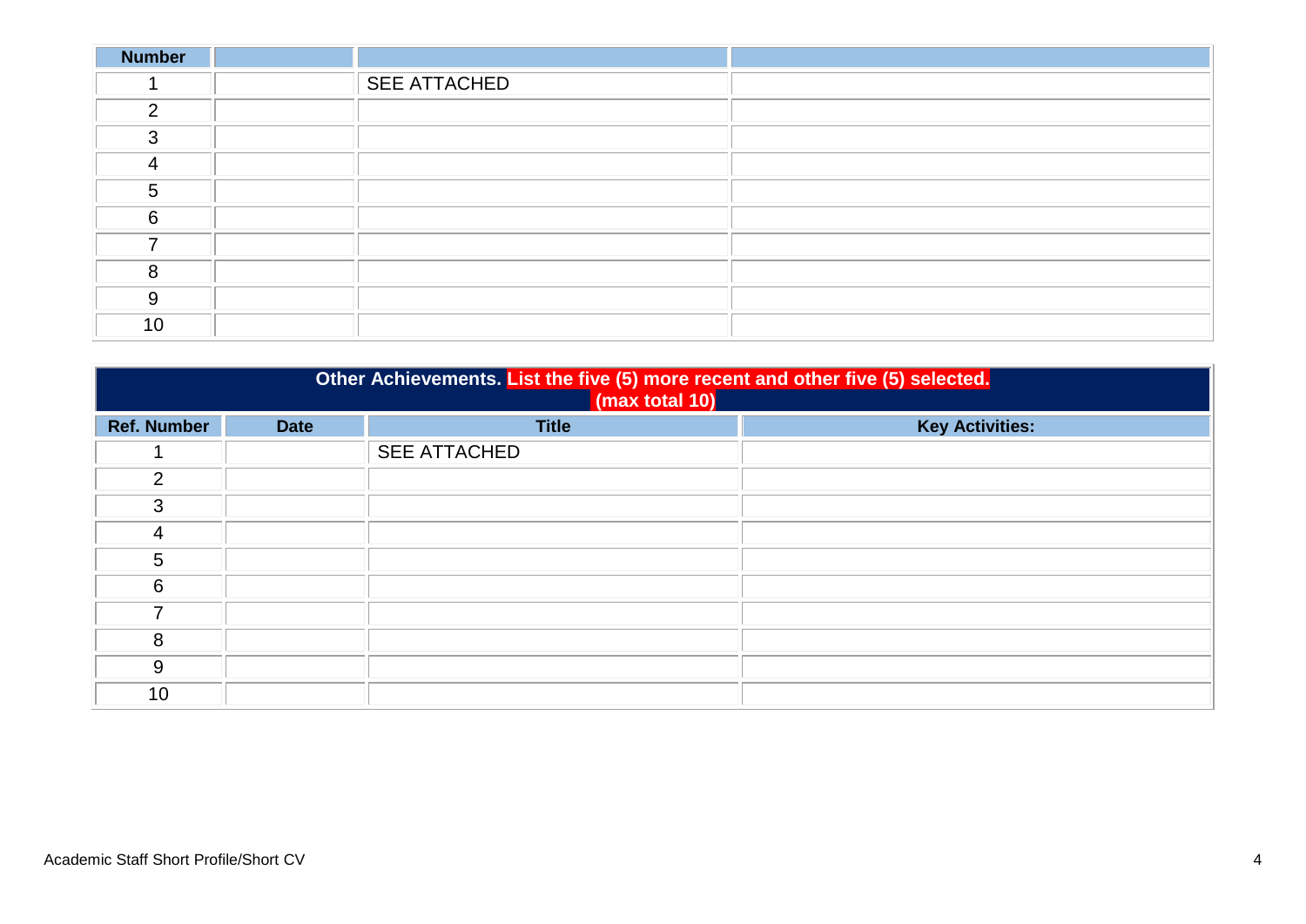| Number | | | |
|---|---|---|---|
| 1 | | SEE ATTACHED | |
| 2 | | | |
| 3 | | | |
| 4 | | | |
| 5 | | | |
| 6 | | | |
| 7 | | | |
| 8 | | | |
| 9 | | | |
| 10 | | | |

| **Other Achievements. List the five (5) more recent and other five (5) selected. (max total 10)** | | | |
|---|---|---|---|
| **Ref. Number** | **Date** | **Title** | **Key Activities:** |
| 1 | | SEE ATTACHED | |
| 2 | | | |
| 3 | | | |
| 4 | | | |
| 5 | | | |
| 6 | | | |
| 7 | | | |
| 8 | | | |
| 9 | | | |
| 10 | | | |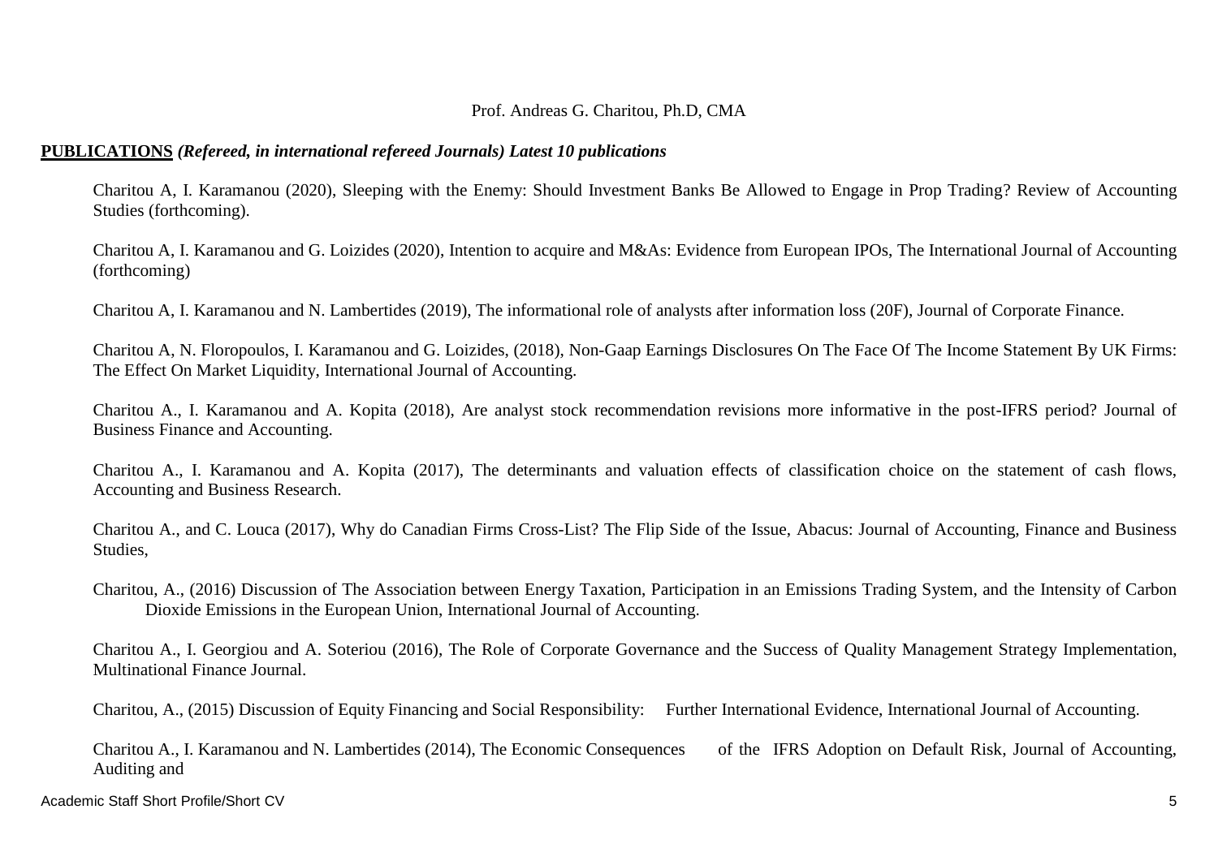Prof. Andreas G. Charitou, Ph.D, CMA

**<u>PUBLICATIONS</u>** ***(Refereed, in international refereed Journals) Latest 10 publications***

Charitou A, I. Karamanou (2020), Sleeping with the Enemy: Should Investment Banks Be Allowed to Engage in Prop Trading? Review of Accounting Studies (forthcoming).

Charitou A, I. Karamanou and G. Loizides (2020), Intention to acquire and M&As: Evidence from European IPOs, The International Journal of Accounting (forthcoming)

Charitou A, I. Karamanou and N. Lambertides (2019), The informational role of analysts after information loss (20F), Journal of Corporate Finance.

Charitou A, N. Floropoulos, I. Karamanou and G. Loizides, (2018), Non-Gaap Earnings Disclosures On The Face Of The Income Statement By UK Firms: The Effect On Market Liquidity, International Journal of Accounting.

Charitou A., I. Karamanou and A. Kopita (2018), Are analyst stock recommendation revisions more informative in the post-IFRS period? Journal of Business Finance and Accounting.

Charitou A., I. Karamanou and A. Kopita (2017), The determinants and valuation effects of classification choice on the statement of cash flows, Accounting and Business Research.

Charitou A., and C. Louca (2017), Why do Canadian Firms Cross-List? The Flip Side of the Issue, Abacus: Journal of Accounting, Finance and Business Studies,

Charitou, A., (2016) Discussion of The Association between Energy Taxation, Participation in an Emissions Trading System, and the Intensity of Carbon Dioxide Emissions in the European Union, International Journal of Accounting.

Charitou A., I. Georgiou and A. Soteriou (2016), The Role of Corporate Governance and the Success of Quality Management Strategy Implementation, Multinational Finance Journal.

Charitou, A., (2015) Discussion of Equity Financing and Social Responsibility: Further International Evidence, International Journal of Accounting.

Charitou A., I. Karamanou and N. Lambertides (2014), The Economic Consequences of the IFRS Adoption on Default Risk, Journal of Accounting, Auditing and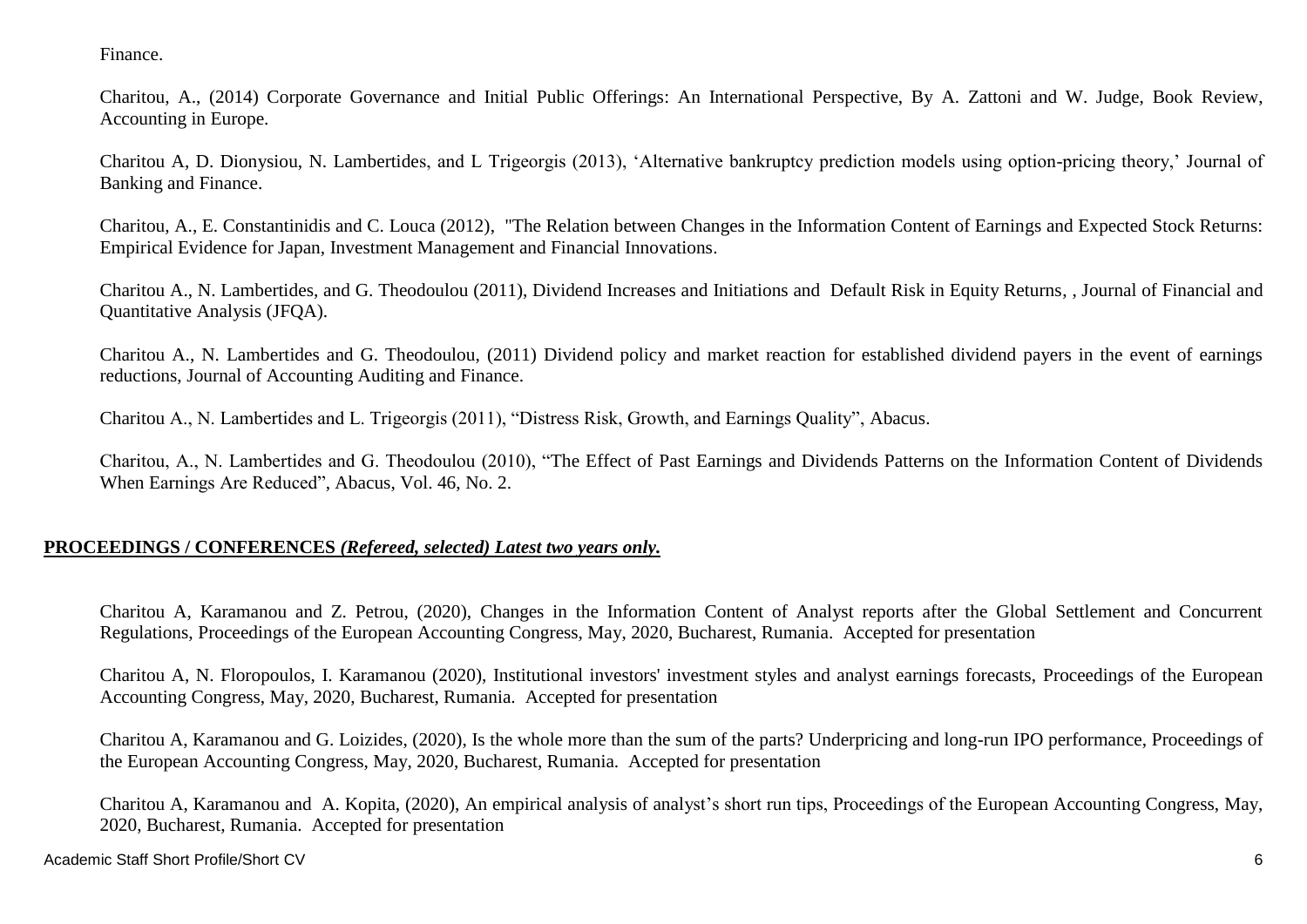Finance.

Charitou, A., (2014) Corporate Governance and Initial Public Offerings: An International Perspective, By A. Zattoni and W. Judge, Book Review, Accounting in Europe.

Charitou A, D. Dionysiou, N. Lambertides, and L Trigeorgis (2013), 'Alternative bankruptcy prediction models using option-pricing theory,' Journal of Banking and Finance.

Charitou, A., E. Constantinidis and C. Louca (2012), "The Relation between Changes in the Information Content of Earnings and Expected Stock Returns: Empirical Evidence for Japan, Investment Management and Financial Innovations.

Charitou A., N. Lambertides, and G. Theodoulou (2011), Dividend Increases and Initiations and Default Risk in Equity Returns, , Journal of Financial and Quantitative Analysis (JFQA).

Charitou A., N. Lambertides and G. Theodoulou, (2011) Dividend policy and market reaction for established dividend payers in the event of earnings reductions, Journal of Accounting Auditing and Finance.

Charitou A., N. Lambertides and L. Trigeorgis (2011), "Distress Risk, Growth, and Earnings Quality", Abacus.

Charitou, A., N. Lambertides and G. Theodoulou (2010), "The Effect of Past Earnings and Dividends Patterns on the Information Content of Dividends When Earnings Are Reduced", Abacus, Vol. 46, No. 2.

**PROCEEDINGS / CONFERENCES *(Refereed, selected) Latest two years only.***

Charitou A, Karamanou and Z. Petrou, (2020), Changes in the Information Content of Analyst reports after the Global Settlement and Concurrent Regulations, Proceedings of the European Accounting Congress, May, 2020, Bucharest, Rumania. Accepted for presentation

Charitou A, N. Floropoulos, I. Karamanou (2020), Institutional investors' investment styles and analyst earnings forecasts, Proceedings of the European Accounting Congress, May, 2020, Bucharest, Rumania. Accepted for presentation

Charitou A, Karamanou and G. Loizides, (2020), Is the whole more than the sum of the parts? Underpricing and long-run IPO performance, Proceedings of the European Accounting Congress, May, 2020, Bucharest, Rumania. Accepted for presentation

Charitou A, Karamanou and A. Kopita, (2020), An empirical analysis of analyst's short run tips, Proceedings of the European Accounting Congress, May, 2020, Bucharest, Rumania. Accepted for presentation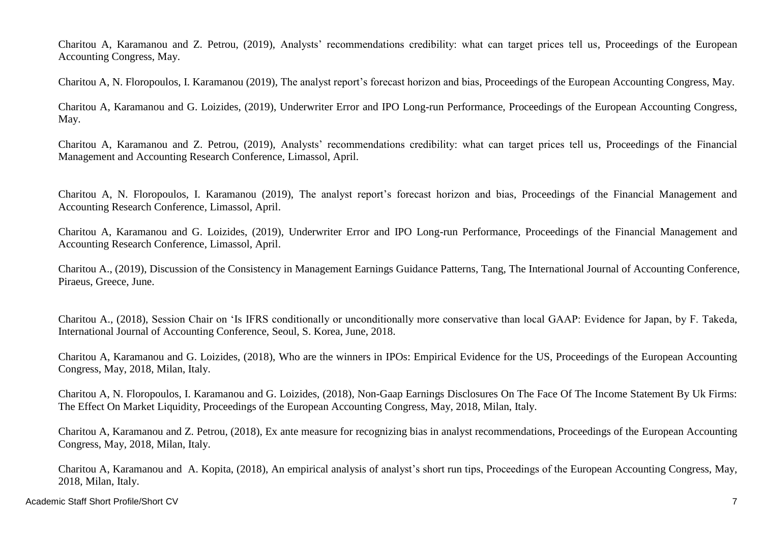Charitou A, Karamanou and Z. Petrou, (2019), Analysts' recommendations credibility: what can target prices tell us, Proceedings of the European Accounting Congress, May.

Charitou A, N. Floropoulos, I. Karamanou (2019), The analyst report's forecast horizon and bias, Proceedings of the European Accounting Congress, May.

Charitou A, Karamanou and G. Loizides, (2019), Underwriter Error and IPO Long-run Performance, Proceedings of the European Accounting Congress, May.

Charitou A, Karamanou and Z. Petrou, (2019), Analysts' recommendations credibility: what can target prices tell us, Proceedings of the Financial Management and Accounting Research Conference, Limassol, April.

Charitou A, N. Floropoulos, I. Karamanou (2019), The analyst report's forecast horizon and bias, Proceedings of the Financial Management and Accounting Research Conference, Limassol, April.

Charitou A, Karamanou and G. Loizides, (2019), Underwriter Error and IPO Long-run Performance, Proceedings of the Financial Management and Accounting Research Conference, Limassol, April.

Charitou A., (2019), Discussion of the Consistency in Management Earnings Guidance Patterns, Tang, The International Journal of Accounting Conference, Piraeus, Greece, June.

Charitou A., (2018), Session Chair on 'Is IFRS conditionally or unconditionally more conservative than local GAAP: Evidence for Japan, by F. Takeda, International Journal of Accounting Conference, Seoul, S. Korea, June, 2018.

Charitou A, Karamanou and G. Loizides, (2018), Who are the winners in IPOs: Empirical Evidence for the US, Proceedings of the European Accounting Congress, May, 2018, Milan, Italy.

Charitou A, N. Floropoulos, I. Karamanou and G. Loizides, (2018), Non-Gaap Earnings Disclosures On The Face Of The Income Statement By Uk Firms: The Effect On Market Liquidity, Proceedings of the European Accounting Congress, May, 2018, Milan, Italy.

Charitou A, Karamanou and Z. Petrou, (2018), Ex ante measure for recognizing bias in analyst recommendations, Proceedings of the European Accounting Congress, May, 2018, Milan, Italy.

Charitou A, Karamanou and A. Kopita, (2018), An empirical analysis of analyst's short run tips, Proceedings of the European Accounting Congress, May, 2018, Milan, Italy.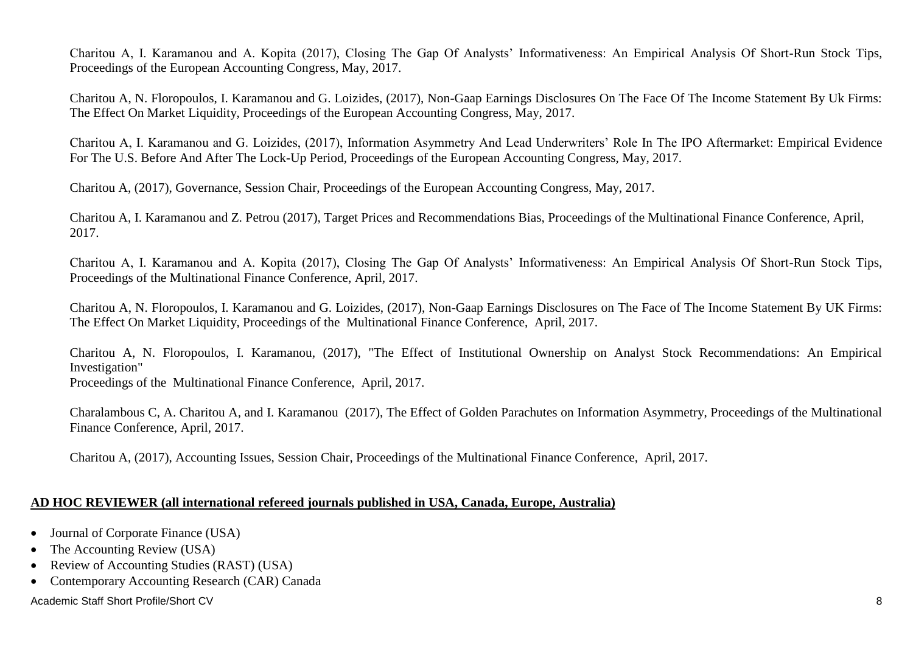Charitou A, I. Karamanou and A. Kopita (2017), Closing The Gap Of Analysts' Informativeness: An Empirical Analysis Of Short-Run Stock Tips, Proceedings of the European Accounting Congress, May, 2017.

Charitou A, N. Floropoulos, I. Karamanou and G. Loizides, (2017), Non-Gaap Earnings Disclosures On The Face Of The Income Statement By Uk Firms: The Effect On Market Liquidity, Proceedings of the European Accounting Congress, May, 2017.

Charitou A, I. Karamanou and G. Loizides, (2017), Information Asymmetry And Lead Underwriters' Role In The IPO Aftermarket: Empirical Evidence For The U.S. Before And After The Lock-Up Period, Proceedings of the European Accounting Congress, May, 2017.

Charitou A, (2017), Governance, Session Chair, Proceedings of the European Accounting Congress, May, 2017.

Charitou A, I. Karamanou and Z. Petrou (2017), Target Prices and Recommendations Bias, Proceedings of the Multinational Finance Conference, April, 2017.

Charitou A, I. Karamanou and A. Kopita (2017), Closing The Gap Of Analysts' Informativeness: An Empirical Analysis Of Short-Run Stock Tips, Proceedings of the Multinational Finance Conference, April, 2017.

Charitou A, N. Floropoulos, I. Karamanou and G. Loizides, (2017), Non-Gaap Earnings Disclosures on The Face of The Income Statement By UK Firms: The Effect On Market Liquidity, Proceedings of the Multinational Finance Conference, April, 2017.

Charitou A, N. Floropoulos, I. Karamanou, (2017), "The Effect of Institutional Ownership on Analyst Stock Recommendations: An Empirical Investigation"
Proceedings of the Multinational Finance Conference, April, 2017.

Charalambous C, A. Charitou A, and I. Karamanou (2017), The Effect of Golden Parachutes on Information Asymmetry, Proceedings of the Multinational Finance Conference, April, 2017.

Charitou A, (2017), Accounting Issues, Session Chair, Proceedings of the Multinational Finance Conference, April, 2017.

## AD HOC REVIEWER (all international refereed journals published in USA, Canada, Europe, Australia)

- Journal of Corporate Finance (USA)
- The Accounting Review (USA)
- Review of Accounting Studies (RAST) (USA)
- Contemporary Accounting Research (CAR) Canada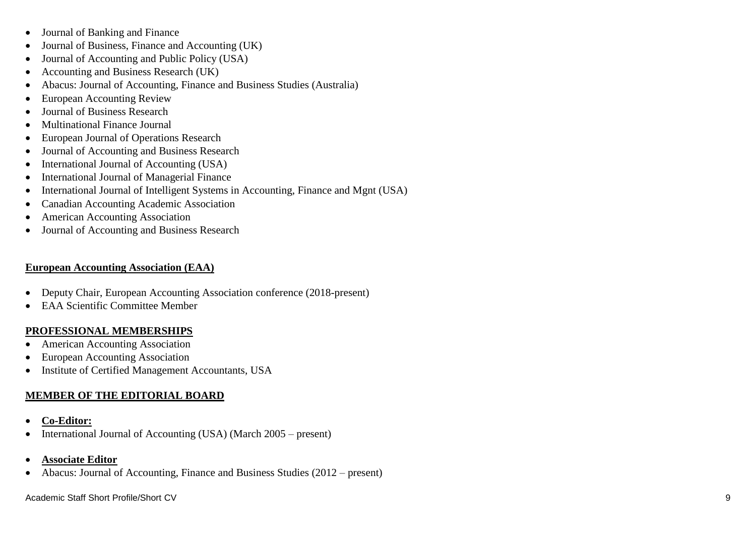- Journal of Banking and Finance
- Journal of Business, Finance and Accounting (UK)
- Journal of Accounting and Public Policy (USA)
- Accounting and Business Research (UK)
- Abacus: Journal of Accounting, Finance and Business Studies (Australia)
- European Accounting Review
- Journal of Business Research
- Multinational Finance Journal
- European Journal of Operations Research
- Journal of Accounting and Business Research
- International Journal of Accounting (USA)
- International Journal of Managerial Finance
- International Journal of Intelligent Systems in Accounting, Finance and Mgnt (USA)
- Canadian Accounting Academic Association
- American Accounting Association
- Journal of Accounting and Business Research

## European Accounting Association (EAA)

- Deputy Chair, European Accounting Association conference (2018-present)
- EAA Scientific Committee Member

## PROFESSIONAL MEMBERSHIPS

- American Accounting Association
- European Accounting Association
- Institute of Certified Management Accountants, USA

## MEMBER OF THE EDITORIAL BOARD

- **Co-Editor:**
- International Journal of Accounting (USA) (March 2005 – present)

- **Associate Editor**
- Abacus: Journal of Accounting, Finance and Business Studies (2012 – present)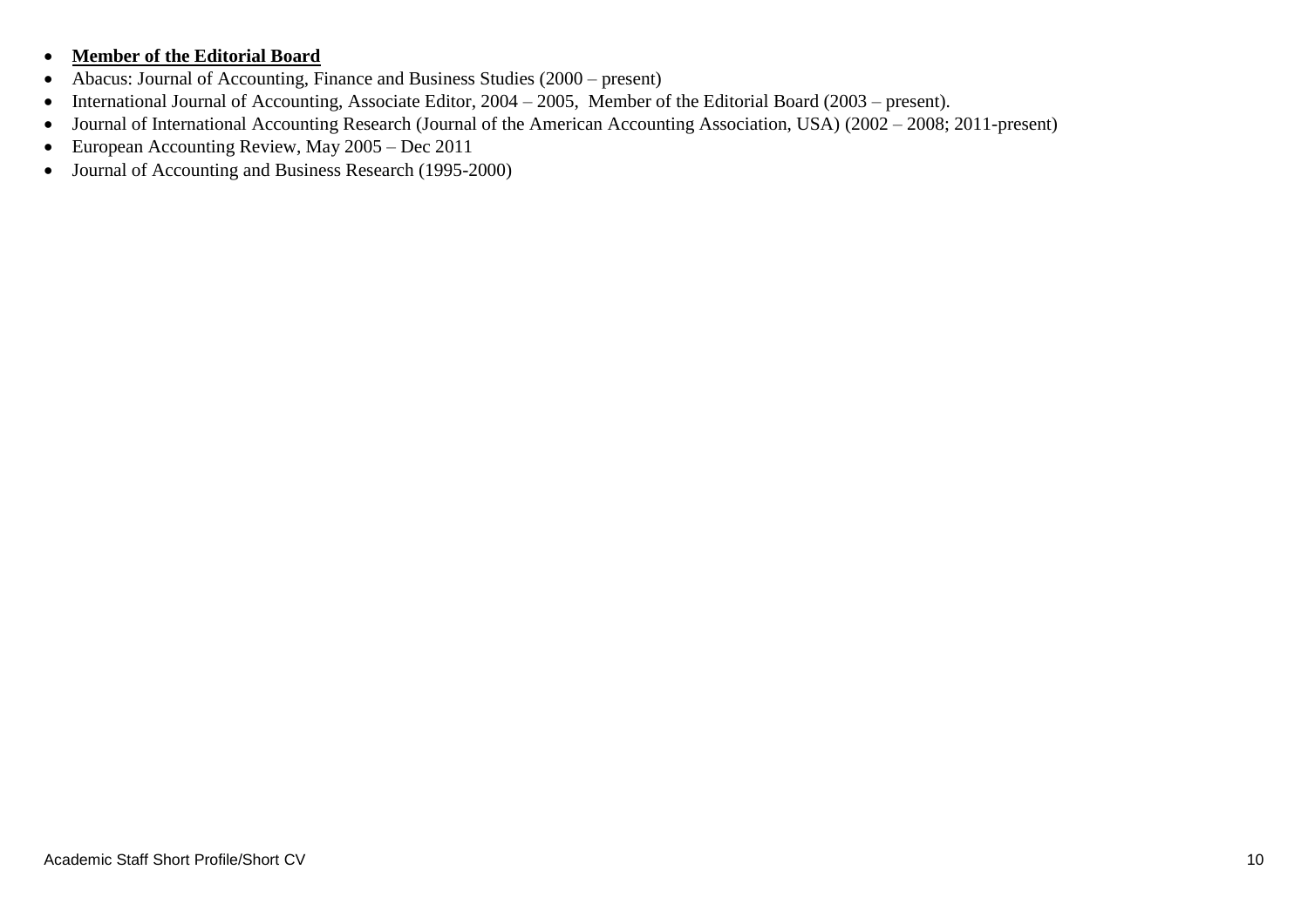- **Member of the Editorial Board**
- Abacus: Journal of Accounting, Finance and Business Studies (2000 – present)
- International Journal of Accounting, Associate Editor, 2004 – 2005, Member of the Editorial Board (2003 – present).
- Journal of International Accounting Research (Journal of the American Accounting Association, USA) (2002 – 2008; 2011-present)
- European Accounting Review, May 2005 – Dec 2011
- Journal of Accounting and Business Research (1995-2000)